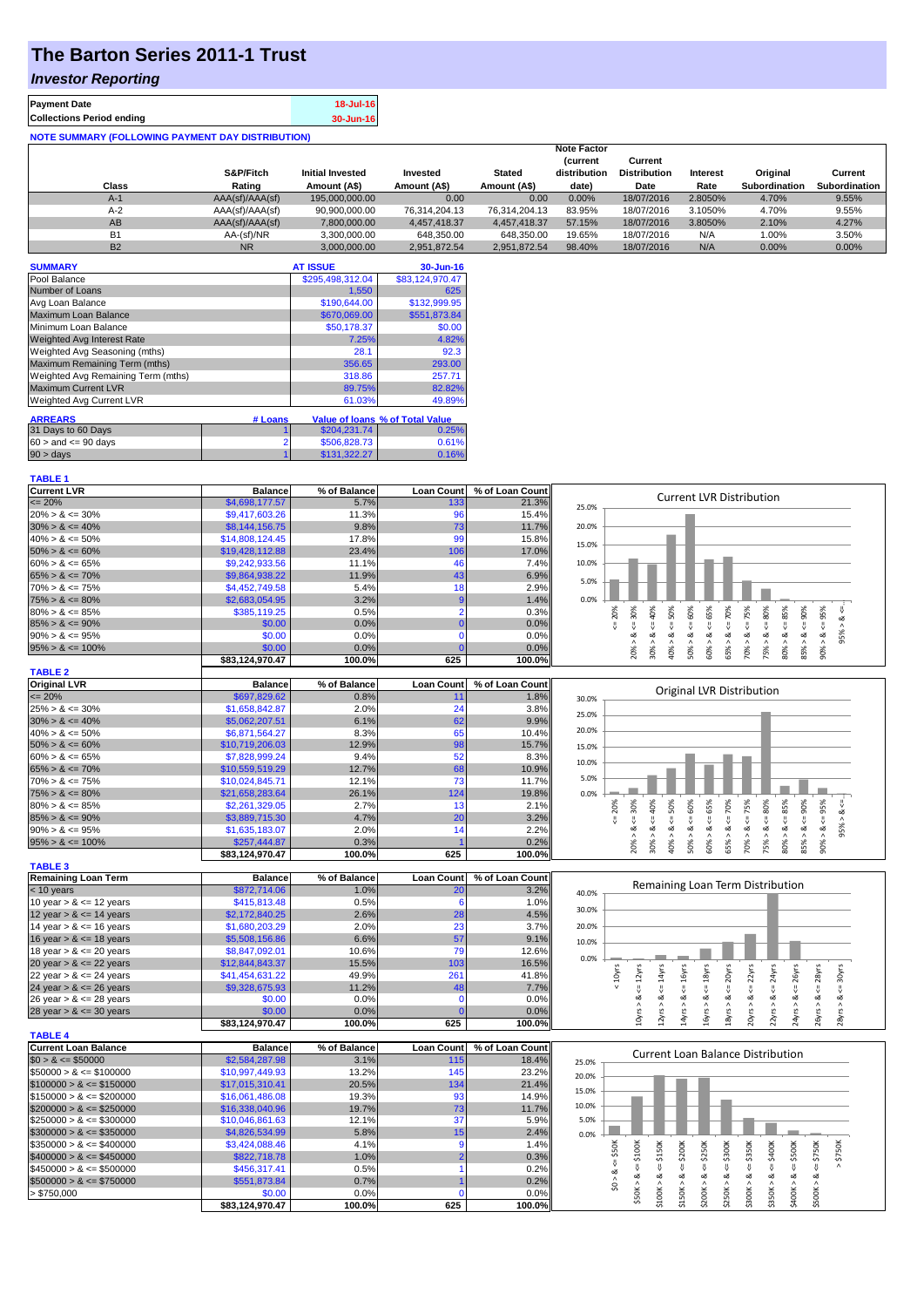# The Barton Series 2011-1 Trust

## *Investor Reporting*

| | |
|---|---|
| **Payment Date** | **18-Jul-16** |
| **Collections Period ending** | **30-Jun-16** |

**NOTE SUMMARY (FOLLOWING PAYMENT DAY DISTRIBUTION)**

| Class | S&P/Fitch Rating | Initial Invested Amount (A$) | Invested Amount (A$) | Stated Amount (A$) | Note Factor (current distribution date) | Current Distribution Date | Interest Rate | Original Subordination | Current Subordination |
|---|---|---|---|---|---|---|---|---|---|
| A-1 | AAA(sf)/AAA(sf) | 195,000,000.00 | 0.00 | 0.00 | 0.00% | 18/07/2016 | 2.8050% | 4.70% | 9.55% |
| A-2 | AAA(sf)/AAA(sf) | 90,900,000.00 | 76,314,204.13 | 76,314,204.13 | 83.95% | 18/07/2016 | 3.1050% | 4.70% | 9.55% |
| AB | AAA(sf)/AAA(sf) | 7,800,000.00 | 4,457,418.37 | 4,457,418.37 | 57.15% | 18/07/2016 | 3.8050% | 2.10% | 4.27% |
| B1 | AA-(sf)/NR | 3,300,000.00 | 648,350.00 | 648,350.00 | 19.65% | 18/07/2016 | N/A | 1.00% | 3.50% |
| B2 | NR | 3,000,000.00 | 2,951,872.54 | 2,951,872.54 | 98.40% | 18/07/2016 | N/A | 0.00% | 0.00% |

| SUMMARY | AT ISSUE | 30-Jun-16 |
|---|---|---|
| Pool Balance | $295,498,312.04 | $83,124,970.47 |
| Number of Loans | 1,550 | 625 |
| Avg Loan Balance | $190,644.00 | $132,999.95 |
| Maximum Loan Balance | $670,069.00 | $551,873.84 |
| Minimum Loan Balance | $50,178.37 | $0.00 |
| Weighted Avg Interest Rate | 7.25% | 4.82% |
| Weighted Avg Seasoning (mths) | 28.1 | 92.3 |
| Maximum Remaining Term (mths) | 356.65 | 293.00 |
| Weighted Avg Remaining Term (mths) | 318.86 | 257.71 |
| Maximum Current LVR | 89.75% | 82.82% |
| Weighted Avg Current LVR | 61.03% | 49.89% |

| ARREARS | # Loans | Value of loans | % of Total Value |
|---|---|---|---|
| 31 Days to 60 Days | 1 | $204,231.74 | 0.25% |
| $60 >$ and $<= 90$ days | 2 | $506,828.73 | 0.61% |
| $90 >$ days | 1 | $131,322.27 | 0.16% |

**TABLE 1**

| Current LVR | Balance | % of Balance | Loan Count | % of Loan Count |
|---|---|---|---|---|
| <= 20% | $4,698,177.57 | 5.7% | 133 | 21.3% |
| 20% > & <= 30% | $9,417,603.26 | 11.3% | 96 | 15.4% |
| 30% > & <= 40% | $8,144,156.75 | 9.8% | 73 | 11.7% |
| 40% > & <= 50% | $14,808,124.45 | 17.8% | 99 | 15.8% |
| 50% > & <= 60% | $19,428,112.88 | 23.4% | 106 | 17.0% |
| 60% > & <= 65% | $9,242,933.56 | 11.1% | 46 | 7.4% |
| 65% > & <= 70% | $9,864,938.22 | 11.9% | 43 | 6.9% |
| 70% > & <= 75% | $4,452,749.58 | 5.4% | 18 | 2.9% |
| 75% > & <= 80% | $2,683,054.95 | 3.2% | 9 | 1.4% |
| 80% > & <= 85% | $385,119.25 | 0.5% | 2 | 0.3% |
| 85% > & <= 90% | $0.00 | 0.0% | 0 | 0.0% |
| 90% > & <= 95% | $0.00 | 0.0% | 0 | 0.0% |
| 95% > & <= 100% | $0.00 | 0.0% | 0 | 0.0% |
| | $83,124,970.47 | 100.0% | 625 | 100.0% |

**TABLE 2**

| Original LVR | Balance | % of Balance | Loan Count | % of Loan Count |
|---|---|---|---|---|
| <= 20% | $697,829.62 | 0.8% | 11 | 1.8% |
| 25% > & <= 30% | $1,658,842.87 | 2.0% | 24 | 3.8% |
| 30% > & <= 40% | $5,062,207.51 | 6.1% | 62 | 9.9% |
| 40% > & <= 50% | $6,871,564.27 | 8.3% | 65 | 10.4% |
| 50% > & <= 60% | $10,719,206.03 | 12.9% | 98 | 15.7% |
| 60% > & <= 65% | $7,828,999.24 | 9.4% | 52 | 8.3% |
| 65% > & <= 70% | $10,559,519.29 | 12.7% | 68 | 10.9% |
| 70% > & <= 75% | $10,024,845.71 | 12.1% | 73 | 11.7% |
| 75% > & <= 80% | $21,658,283.64 | 26.1% | 124 | 19.8% |
| 80% > & <= 85% | $2,261,329.05 | 2.7% | 13 | 2.1% |
| 85% > & <= 90% | $3,889,715.30 | 4.7% | 20 | 3.2% |
| 90% > & <= 95% | $1,635,183.07 | 2.0% | 14 | 2.2% |
| 95% > & <= 100% | $257,444.87 | 0.3% | 1 | 0.2% |
| | $83,124,970.47 | 100.0% | 625 | 100.0% |

**TABLE 3**

| Remaining Loan Term | Balance | % of Balance | Loan Count | % of Loan Count |
|---|---|---|---|---|
| < 10 years | $872,714.06 | 1.0% | 20 | 3.2% |
| 10 year > & <= 12 years | $415,813.48 | 0.5% | 6 | 1.0% |
| 12 year > & <= 14 years | $2,172,840.25 | 2.6% | 28 | 4.5% |
| 14 year > & <= 16 years | $1,680,203.29 | 2.0% | 23 | 3.7% |
| 16 year > & <= 18 years | $5,508,156.86 | 6.6% | 57 | 9.1% |
| 18 year > & <= 20 years | $8,847,092.01 | 10.6% | 79 | 12.6% |
| 20 year > & <= 22 years | $12,844,843.37 | 15.5% | 103 | 16.5% |
| 22 year > & <= 24 years | $41,454,631.22 | 49.9% | 261 | 41.8% |
| 24 year > & <= 26 years | $9,328,675.93 | 11.2% | 48 | 7.7% |
| 26 year > & <= 28 years | $0.00 | 0.0% | 0 | 0.0% |
| 28 year > & <= 30 years | $0.00 | 0.0% | 0 | 0.0% |
| | $83,124,970.47 | 100.0% | 625 | 100.0% |

**TABLE 4**

| Current Loan Balance | Balance | % of Balance | Loan Count | % of Loan Count |
|---|---|---|---|---|
| $0 > & <= $50000 | $2,584,287.98 | 3.1% | 115 | 18.4% |
| $50000 > & <= $100000 | $10,997,449.93 | 13.2% | 145 | 23.2% |
| $100000 > & <= $150000 | $17,015,310.41 | 20.5% | 134 | 21.4% |
| $150000 > & <= $200000 | $16,061,486.08 | 19.3% | 93 | 14.9% |
| $200000 > & <= $250000 | $16,338,040.96 | 19.7% | 73 | 11.7% |
| $250000 > & <= $300000 | $10,046,861.63 | 12.1% | 37 | 5.9% |
| $300000 > & <= $350000 | $4,826,534.99 | 5.8% | 15 | 2.4% |
| $350000 > & <= $400000 | $3,424,088.46 | 4.1% | 9 | 1.4% |
| $400000 > & <= $450000 | $822,718.78 | 1.0% | 2 | 0.3% |
| $450000 > & <= $500000 | $456,317.41 | 0.5% | 1 | 0.2% |
| $500000 > & <= $750000 | $551,873.84 | 0.7% | 1 | 0.2% |
| > $750,000 | $0.00 | 0.0% | 0 | 0.0% |
| | $83,124,970.47 | 100.0% | 625 | 100.0% |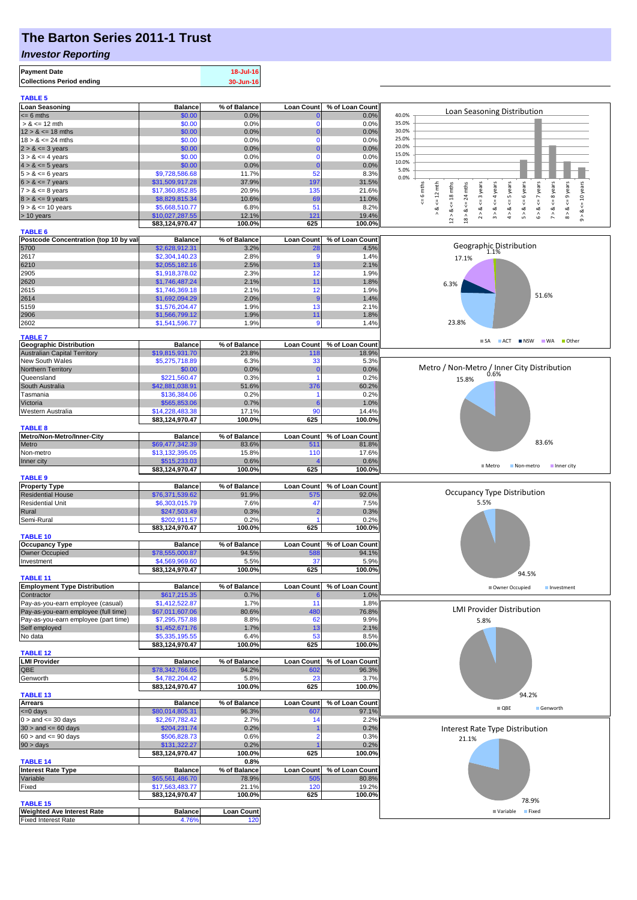# The Barton Series 2011-1 Trust

## *Investor Reporting*

| | |
|---|---|
| **Payment Date** | 18-Jul-16 |
| **Collections Period ending** | 30-Jun-16 |

**TABLE 5**

| Loan Seasoning | Balance | % of Balance | Loan Count | % of Loan Count |
|---|---|---|---|---|
| <= 6 mths | $0.00 | 0.0% | 0 | 0.0% |
| > & <= 12 mth | $0.00 | 0.0% | 0 | 0.0% |
| 12 > & <= 18 mths | $0.00 | 0.0% | 0 | 0.0% |
| 18 > & <= 24 mths | $0.00 | 0.0% | 0 | 0.0% |
| 2 > & <= 3 years | $0.00 | 0.0% | 0 | 0.0% |
| 3 > & <= 4 years | $0.00 | 0.0% | 0 | 0.0% |
| 4 > & <= 5 years | $0.00 | 0.0% | 0 | 0.0% |
| 5 > & <= 6 years | $9,728,586.68 | 11.7% | 52 | 8.3% |
| 6 > & <= 7 years | $31,509,917.28 | 37.9% | 197 | 31.5% |
| 7 > & <= 8 years | $17,360,852.85 | 20.9% | 135 | 21.6% |
| 8 > & <= 9 years | $8,829,815.34 | 10.6% | 69 | 11.0% |
| 9 > & <= 10 years | $5,668,510.77 | 6.8% | 51 | 8.2% |
| > 10 years | $10,027,287.55 | 12.1% | 121 | 19.4% |
| | $83,124,970.47 | 100.0% | 625 | 100.0% |

Loan Seasoning Distribution

40.0%
35.0%
30.0%
25.0%
20.0%
15.0%
10.0%
5.0%
0.0%

<= 6 mths, > & <= 12 mth, 12 > & <= 18 mths, 18 > & <= 24 mths, 2 > & <= 3 years, 3 > & <= 4 years, 4 > & <= 5 years, 5 > & <= 6 years, 6 > & <= 7 years, 7 > & <= 8 years, 8 > & <= 9 years, 9 > & <= 10 years

**TABLE 6**

| Postcode Concentration (top 10 by value) | Balance | % of Balance | Loan Count | % of Loan Count |
|---|---|---|---|---|
| 5700 | $2,628,912.31 | 3.2% | 28 | 4.5% |
| 2617 | $2,304,140.23 | 2.8% | 9 | 1.4% |
| 6210 | $2,055,182.16 | 2.5% | 13 | 2.1% |
| 2905 | $1,918,378.02 | 2.3% | 12 | 1.9% |
| 2620 | $1,746,487.24 | 2.1% | 11 | 1.8% |
| 2615 | $1,746,369.18 | 2.1% | 12 | 1.9% |
| 2614 | $1,692,094.29 | 2.0% | 9 | 1.4% |
| 5159 | $1,576,204.47 | 1.9% | 13 | 2.1% |
| 2906 | $1,566,799.12 | 1.9% | 11 | 1.8% |
| 2602 | $1,541,596.77 | 1.9% | 9 | 1.4% |

Geographic Distribution

1.1%
17.1%
6.3%
51.6%
23.8%

SA ACT NSW WA Other

**TABLE 7**

| Geographic Distribution | Balance | % of Balance | Loan Count | % of Loan Count |
|---|---|---|---|---|
| Australian Capital Territory | $19,815,931.70 | 23.8% | 118 | 18.9% |
| New South Wales | $5,275,718.89 | 6.3% | 33 | 5.3% |
| Northern Territory | $0.00 | 0.0% | 0 | 0.0% |
| Queensland | $221,560.47 | 0.3% | 1 | 0.2% |
| South Australia | $42,881,038.91 | 51.6% | 376 | 60.2% |
| Tasmania | $136,384.06 | 0.2% | 1 | 0.2% |
| Victoria | $565,853.06 | 0.7% | 6 | 1.0% |
| Western Australia | $14,228,483.38 | 17.1% | 90 | 14.4% |
| | $83,124,970.47 | 100.0% | 625 | 100.0% |

Metro / Non-Metro / Inner City Distribution

0.6%
15.8%
83.6%

Metro Non-metro Inner city

**TABLE 8**

| Metro/Non-Metro/Inner-City | Balance | % of Balance | Loan Count | % of Loan Count |
|---|---|---|---|---|
| Metro | $69,477,342.39 | 83.6% | 511 | 81.8% |
| Non-metro | $13,132,395.05 | 15.8% | 110 | 17.6% |
| Inner city | $515,233.03 | 0.6% | 4 | 0.6% |
| | $83,124,970.47 | 100.0% | 625 | 100.0% |

**TABLE 9**

| Property Type | Balance | % of Balance | Loan Count | % of Loan Count |
|---|---|---|---|---|
| Residential House | $76,371,539.62 | 91.9% | 575 | 92.0% |
| Residential Unit | $6,303,015.79 | 7.6% | 47 | 7.5% |
| Rural | $247,503.49 | 0.3% | 2 | 0.3% |
| Semi-Rural | $202,911.57 | 0.2% | 1 | 0.2% |
| | $83,124,970.47 | 100.0% | 625 | 100.0% |

Occupancy Type Distribution

5.5%
94.5%

Owner Occupied Investment

**TABLE 10**

| Occupancy Type | Balance | % of Balance | Loan Count | % of Loan Count |
|---|---|---|---|---|
| Owner Occupied | $78,555,000.87 | 94.5% | 588 | 94.1% |
| Investment | $4,569,969.60 | 5.5% | 37 | 5.9% |
| | $83,124,970.47 | 100.0% | 625 | 100.0% |

**TABLE 11**

| Employment Type Distribution | Balance | % of Balance | Loan Count | % of Loan Count |
|---|---|---|---|---|
| Contractor | $617,215.35 | 0.7% | 6 | 1.0% |
| Pay-as-you-earn employee (casual) | $1,412,522.87 | 1.7% | 11 | 1.8% |
| Pay-as-you-earn employee (full time) | $67,011,607.06 | 80.6% | 480 | 76.8% |
| Pay-as-you-earn employee (part time) | $7,295,757.88 | 8.8% | 62 | 9.9% |
| Self employed | $1,452,671.76 | 1.7% | 13 | 2.1% |
| No data | $5,335,195.55 | 6.4% | 53 | 8.5% |
| | $83,124,970.47 | 100.0% | 625 | 100.0% |

LMI Provider Distribution

5.8%
94.2%

QBE Genworth

**TABLE 12**

| LMI Provider | Balance | % of Balance | Loan Count | % of Loan Count |
|---|---|---|---|---|
| QBE | $78,342,766.05 | 94.2% | 602 | 96.3% |
| Genworth | $4,782,204.42 | 5.8% | 23 | 3.7% |
| | $83,124,970.47 | 100.0% | 625 | 100.0% |

**TABLE 13**

| Arrears | Balance | % of Balance | Loan Count | % of Loan Count |
|---|---|---|---|---|
| <=0 days | $80,014,805.31 | 96.3% | 607 | 97.1% |
| 0 > and <= 30 days | $2,267,782.42 | 2.7% | 14 | 2.2% |
| 30 > and <= 60 days | $204,231.74 | 0.2% | 1 | 0.2% |
| 60 > and <= 90 days | $506,828.73 | 0.6% | 2 | 0.3% |
| 90 > days | $131,322.27 | 0.2% | 1 | 0.2% |
| | $83,124,970.47 | 100.0% | 625 | 100.0% |
| | | 0.8% | | |

Interest Rate Type Distribution

21.1%
78.9%

Variable Fixed

**TABLE 14**

| Interest Rate Type | Balance | % of Balance | Loan Count | % of Loan Count |
|---|---|---|---|---|
| Variable | $65,561,486.70 | 78.9% | 505 | 80.8% |
| Fixed | $17,563,483.77 | 21.1% | 120 | 19.2% |
| | $83,124,970.47 | 100.0% | 625 | 100.0% |

**TABLE 15**

| Weighted Ave Interest Rate | Balance | Loan Count |
|---|---|---|
| Fixed Interest Rate | 4.76% | 120 |